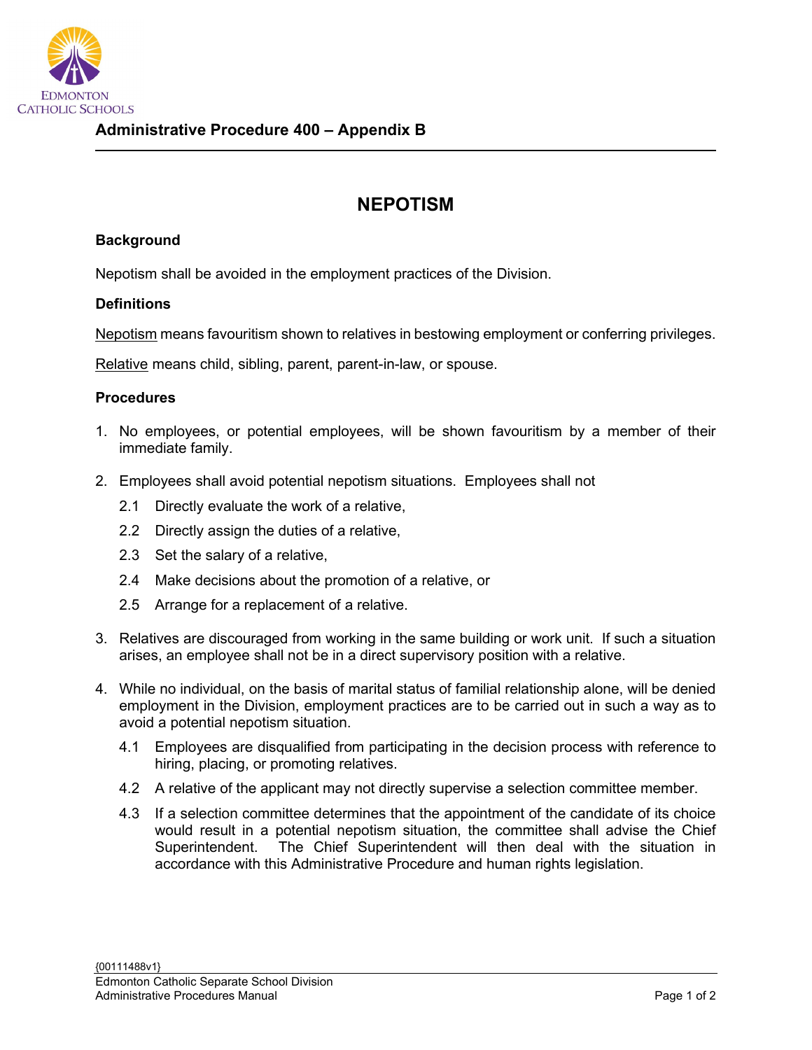**Administrative Procedure 400 – Appendix B**

# NEPOTISM

### Background

Nepotism shall be avoided in the employment practices of the Division.

### Definitions

<u>Nepotism</u> means favouritism shown to relatives in bestowing employment or conferring privileges.

<u>Relative</u> means child, sibling, parent, parent-in-law, or spouse.

### Procedures

1. No employees, or potential employees, will be shown favouritism by a member of their immediate family.

2. Employees shall avoid potential nepotism situations. Employees shall not

   2.1 Directly evaluate the work of a relative,

   2.2 Directly assign the duties of a relative,

   2.3 Set the salary of a relative,

   2.4 Make decisions about the promotion of a relative, or

   2.5 Arrange for a replacement of a relative.

3. Relatives are discouraged from working in the same building or work unit. If such a situation arises, an employee shall not be in a direct supervisory position with a relative.

4. While no individual, on the basis of marital status of familial relationship alone, will be denied employment in the Division, employment practices are to be carried out in such a way as to avoid a potential nepotism situation.

   4.1 Employees are disqualified from participating in the decision process with reference to hiring, placing, or promoting relatives.

   4.2 A relative of the applicant may not directly supervise a selection committee member.

   4.3 If a selection committee determines that the appointment of the candidate of its choice would result in a potential nepotism situation, the committee shall advise the Chief Superintendent. The Chief Superintendent will then deal with the situation in accordance with this Administrative Procedure and human rights legislation.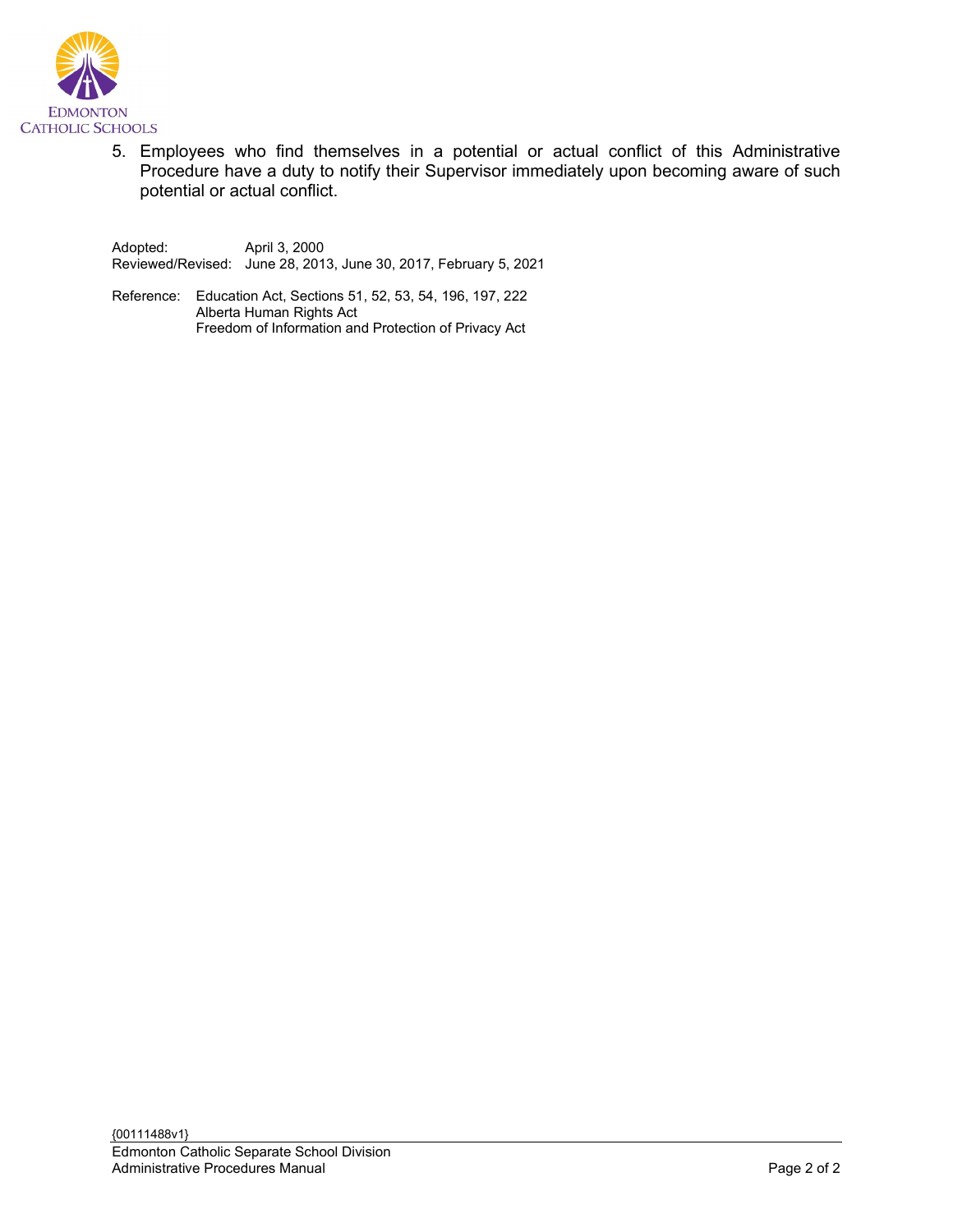5. Employees who find themselves in a potential or actual conflict of this Administrative Procedure have a duty to notify their Supervisor immediately upon becoming aware of such potential or actual conflict.

Adopted: April 3, 2000
Reviewed/Revised: June 28, 2013, June 30, 2017, February 5, 2021

Reference: Education Act, Sections 51, 52, 53, 54, 196, 197, 222
Alberta Human Rights Act
Freedom of Information and Protection of Privacy Act

{00111488v1}